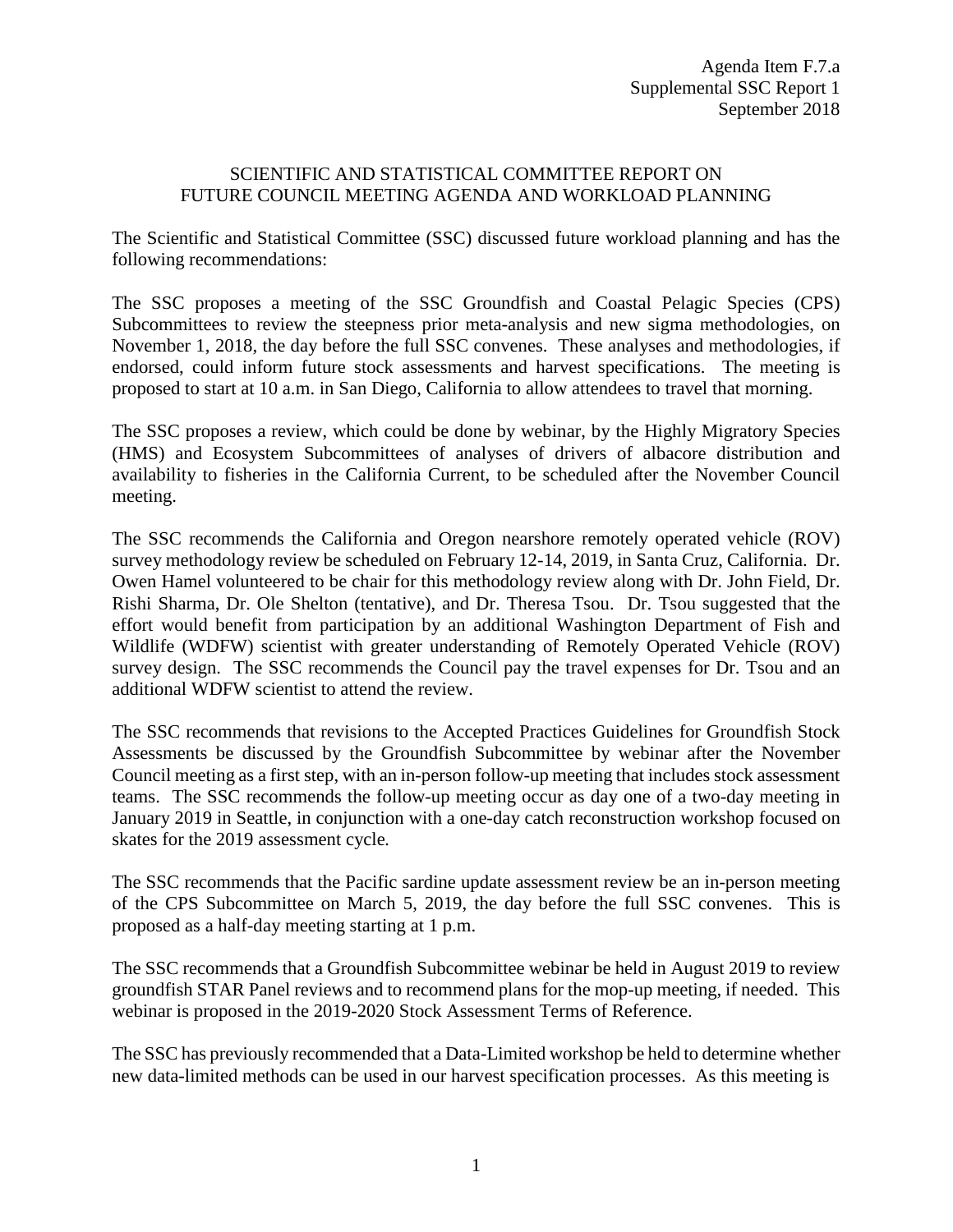Agenda Item F.7.a
Supplemental SSC Report 1
September 2018

# SCIENTIFIC AND STATISTICAL COMMITTEE REPORT ON FUTURE COUNCIL MEETING AGENDA AND WORKLOAD PLANNING

The Scientific and Statistical Committee (SSC) discussed future workload planning and has the following recommendations:

The SSC proposes a meeting of the SSC Groundfish and Coastal Pelagic Species (CPS) Subcommittees to review the steepness prior meta-analysis and new sigma methodologies, on November 1, 2018, the day before the full SSC convenes. These analyses and methodologies, if endorsed, could inform future stock assessments and harvest specifications. The meeting is proposed to start at 10 a.m. in San Diego, California to allow attendees to travel that morning.

The SSC proposes a review, which could be done by webinar, by the Highly Migratory Species (HMS) and Ecosystem Subcommittees of analyses of drivers of albacore distribution and availability to fisheries in the California Current, to be scheduled after the November Council meeting.

The SSC recommends the California and Oregon nearshore remotely operated vehicle (ROV) survey methodology review be scheduled on February 12-14, 2019, in Santa Cruz, California. Dr. Owen Hamel volunteered to be chair for this methodology review along with Dr. John Field, Dr. Rishi Sharma, Dr. Ole Shelton (tentative), and Dr. Theresa Tsou. Dr. Tsou suggested that the effort would benefit from participation by an additional Washington Department of Fish and Wildlife (WDFW) scientist with greater understanding of Remotely Operated Vehicle (ROV) survey design. The SSC recommends the Council pay the travel expenses for Dr. Tsou and an additional WDFW scientist to attend the review.

The SSC recommends that revisions to the Accepted Practices Guidelines for Groundfish Stock Assessments be discussed by the Groundfish Subcommittee by webinar after the November Council meeting as a first step, with an in-person follow-up meeting that includes stock assessment teams. The SSC recommends the follow-up meeting occur as day one of a two-day meeting in January 2019 in Seattle, in conjunction with a one-day catch reconstruction workshop focused on skates for the 2019 assessment cycle.

The SSC recommends that the Pacific sardine update assessment review be an in-person meeting of the CPS Subcommittee on March 5, 2019, the day before the full SSC convenes. This is proposed as a half-day meeting starting at 1 p.m.

The SSC recommends that a Groundfish Subcommittee webinar be held in August 2019 to review groundfish STAR Panel reviews and to recommend plans for the mop-up meeting, if needed. This webinar is proposed in the 2019-2020 Stock Assessment Terms of Reference.

The SSC has previously recommended that a Data-Limited workshop be held to determine whether new data-limited methods can be used in our harvest specification processes. As this meeting is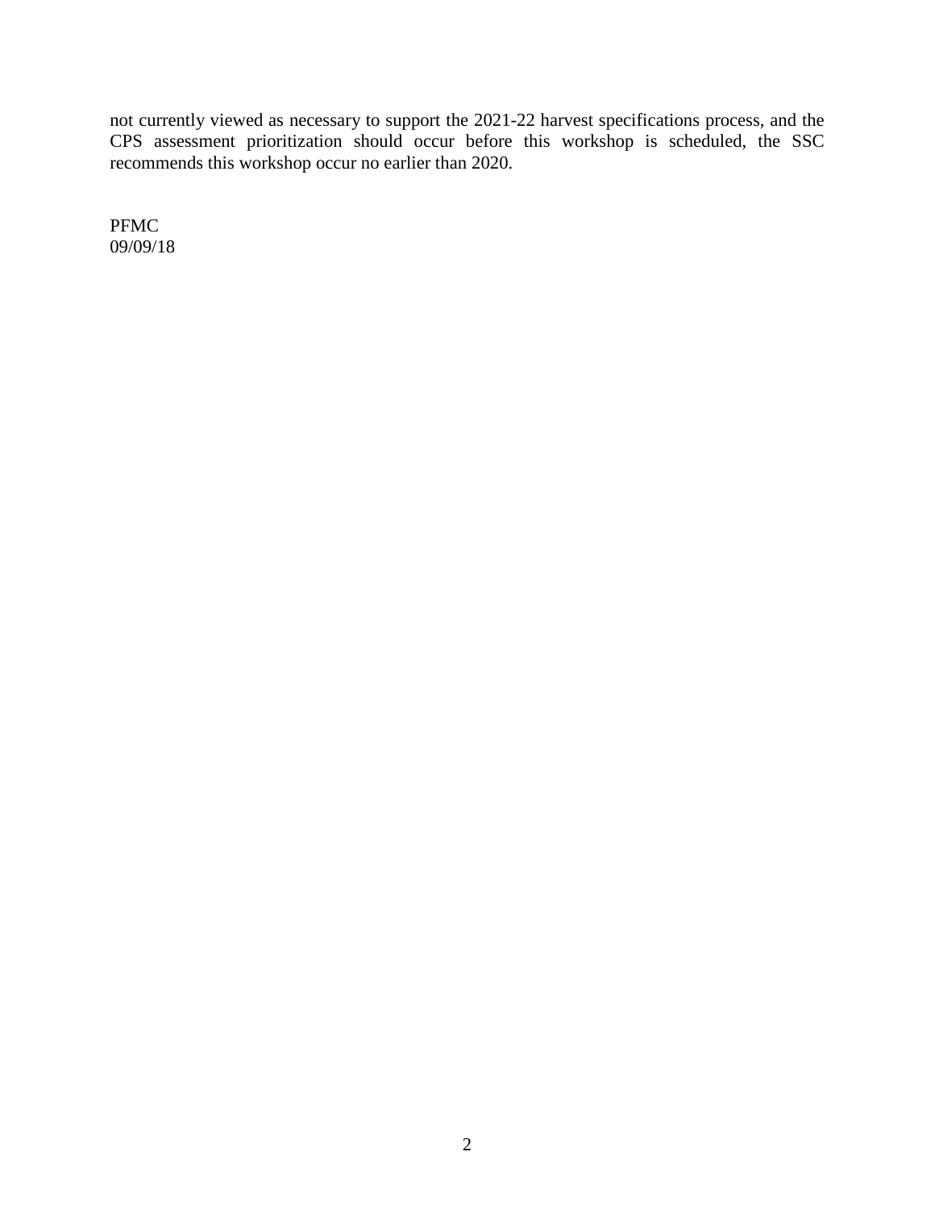not currently viewed as necessary to support the 2021-22 harvest specifications process, and the CPS assessment prioritization should occur before this workshop is scheduled, the SSC recommends this workshop occur no earlier than 2020.

PFMC
09/09/18